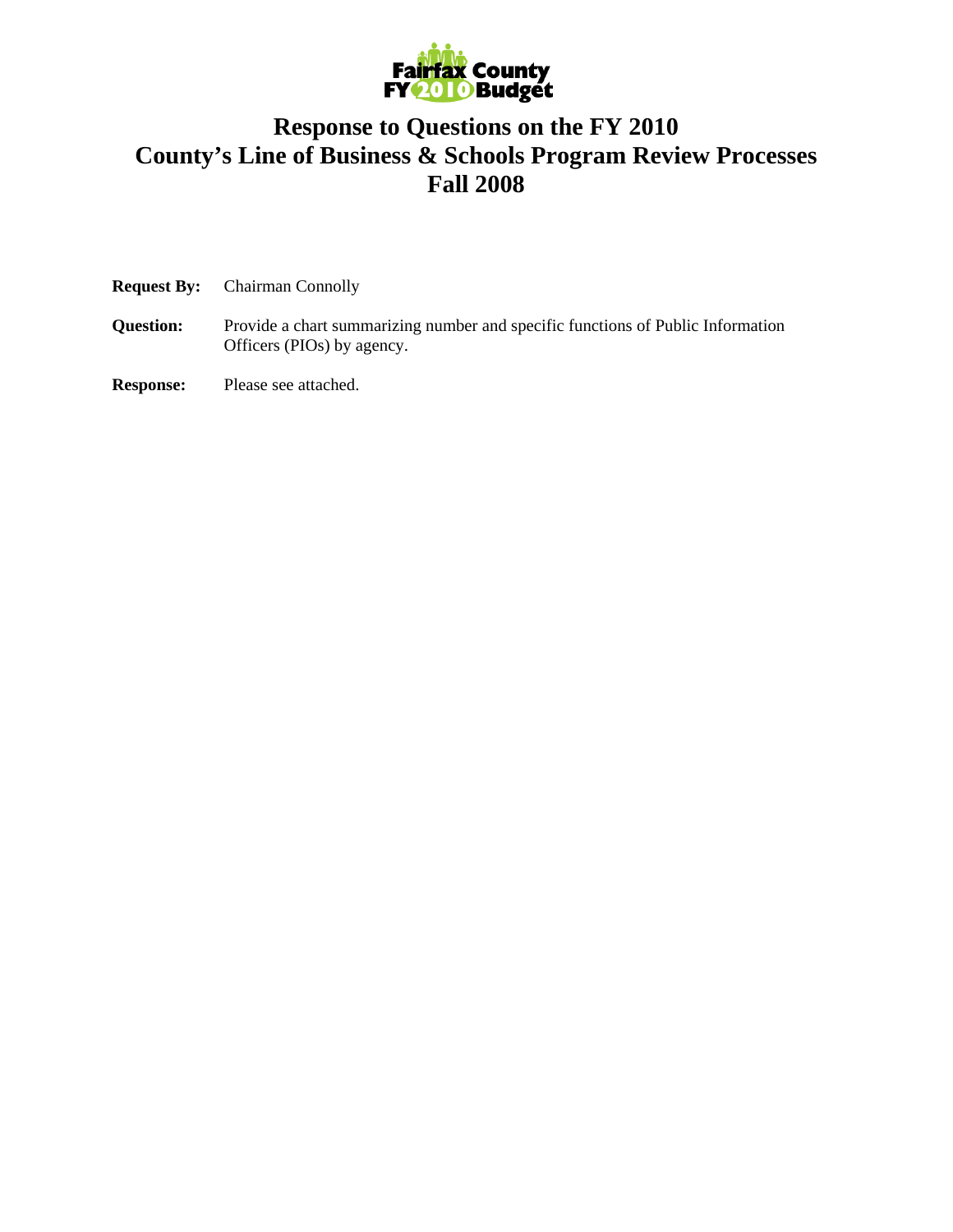Fairfax County FY 2010 Budget

# Response to Questions on the FY 2010 County's Line of Business & Schools Program Review Processes Fall 2008

**Request By:** Chairman Connolly

**Question:** Provide a chart summarizing number and specific functions of Public Information Officers (PIOs) by agency.

**Response:** Please see attached.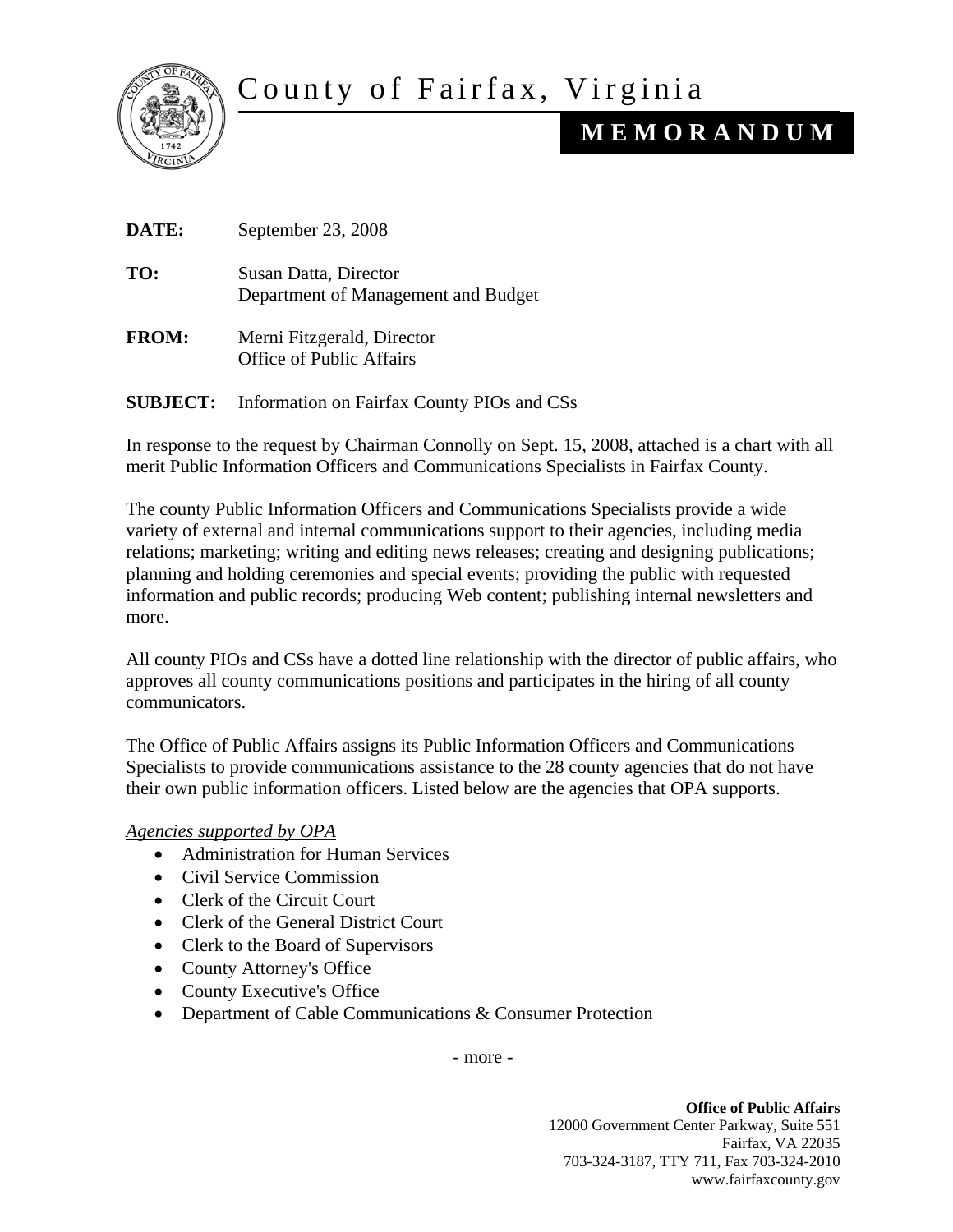# County of Fairfax, Virginia

## MEMORANDUM

**DATE:** September 23, 2008

**TO:** Susan Datta, Director
Department of Management and Budget

**FROM:** Merni Fitzgerald, Director
Office of Public Affairs

**SUBJECT:** Information on Fairfax County PIOs and CSs

In response to the request by Chairman Connolly on Sept. 15, 2008, attached is a chart with all merit Public Information Officers and Communications Specialists in Fairfax County.

The county Public Information Officers and Communications Specialists provide a wide variety of external and internal communications support to their agencies, including media relations; marketing; writing and editing news releases; creating and designing publications; planning and holding ceremonies and special events; providing the public with requested information and public records; producing Web content; publishing internal newsletters and more.

All county PIOs and CSs have a dotted line relationship with the director of public affairs, who approves all county communications positions and participates in the hiring of all county communicators.

The Office of Public Affairs assigns its Public Information Officers and Communications Specialists to provide communications assistance to the 28 county agencies that do not have their own public information officers. Listed below are the agencies that OPA supports.

*Agencies supported by OPA*

- Administration for Human Services
- Civil Service Commission
- Clerk of the Circuit Court
- Clerk of the General District Court
- Clerk to the Board of Supervisors
- County Attorney's Office
- County Executive's Office
- Department of Cable Communications & Consumer Protection

- more -

**Office of Public Affairs**
12000 Government Center Parkway, Suite 551
Fairfax, VA 22035
703-324-3187, TTY 711, Fax 703-324-2010
www.fairfaxcounty.gov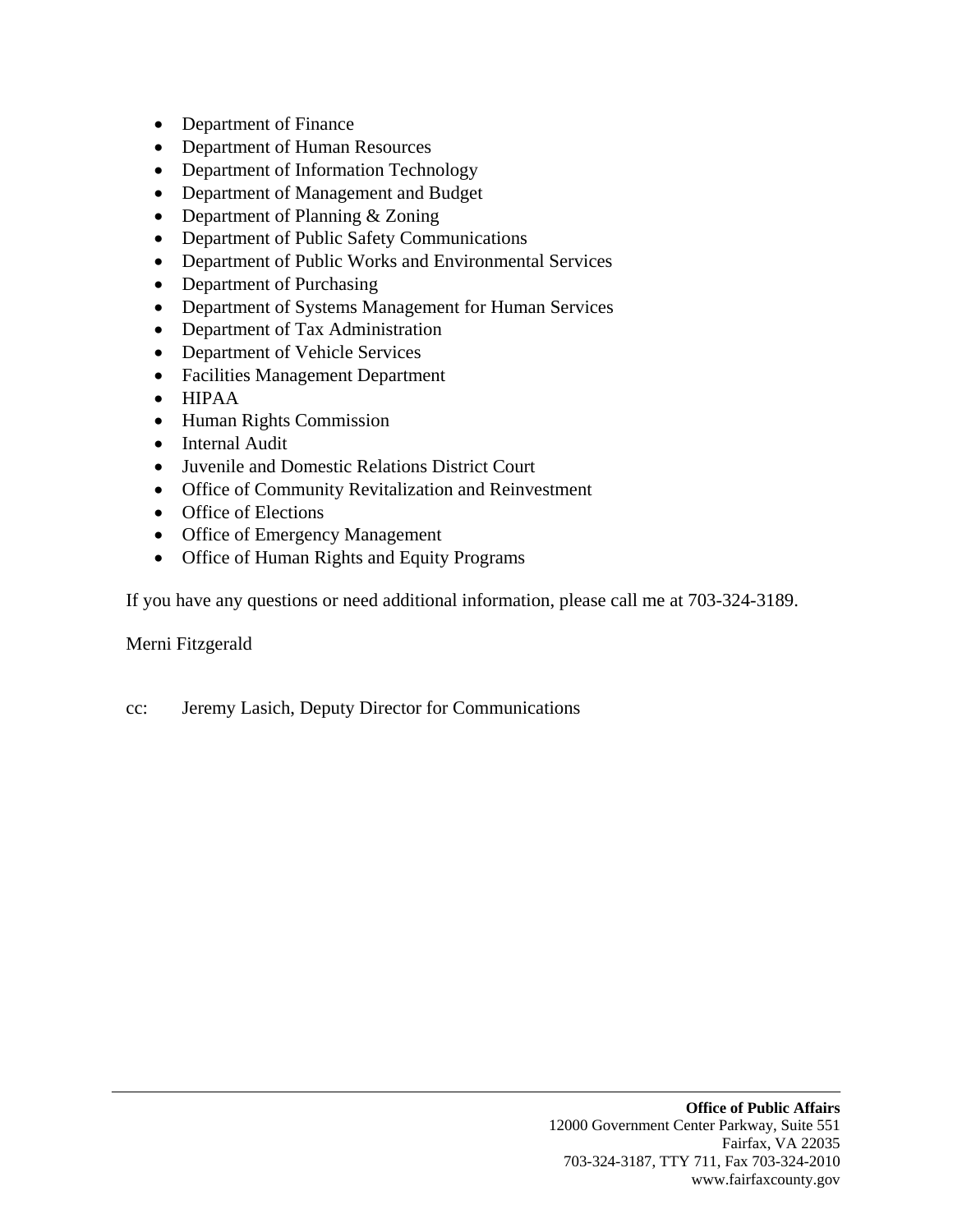- Department of Finance
- Department of Human Resources
- Department of Information Technology
- Department of Management and Budget
- Department of Planning & Zoning
- Department of Public Safety Communications
- Department of Public Works and Environmental Services
- Department of Purchasing
- Department of Systems Management for Human Services
- Department of Tax Administration
- Department of Vehicle Services
- Facilities Management Department
- HIPAA
- Human Rights Commission
- Internal Audit
- Juvenile and Domestic Relations District Court
- Office of Community Revitalization and Reinvestment
- Office of Elections
- Office of Emergency Management
- Office of Human Rights and Equity Programs

If you have any questions or need additional information, please call me at 703-324-3189.

Merni Fitzgerald

cc: Jeremy Lasich, Deputy Director for Communications

**Office of Public Affairs**
12000 Government Center Parkway, Suite 551
Fairfax, VA 22035
703-324-3187, TTY 711, Fax 703-324-2010
www.fairfaxcounty.gov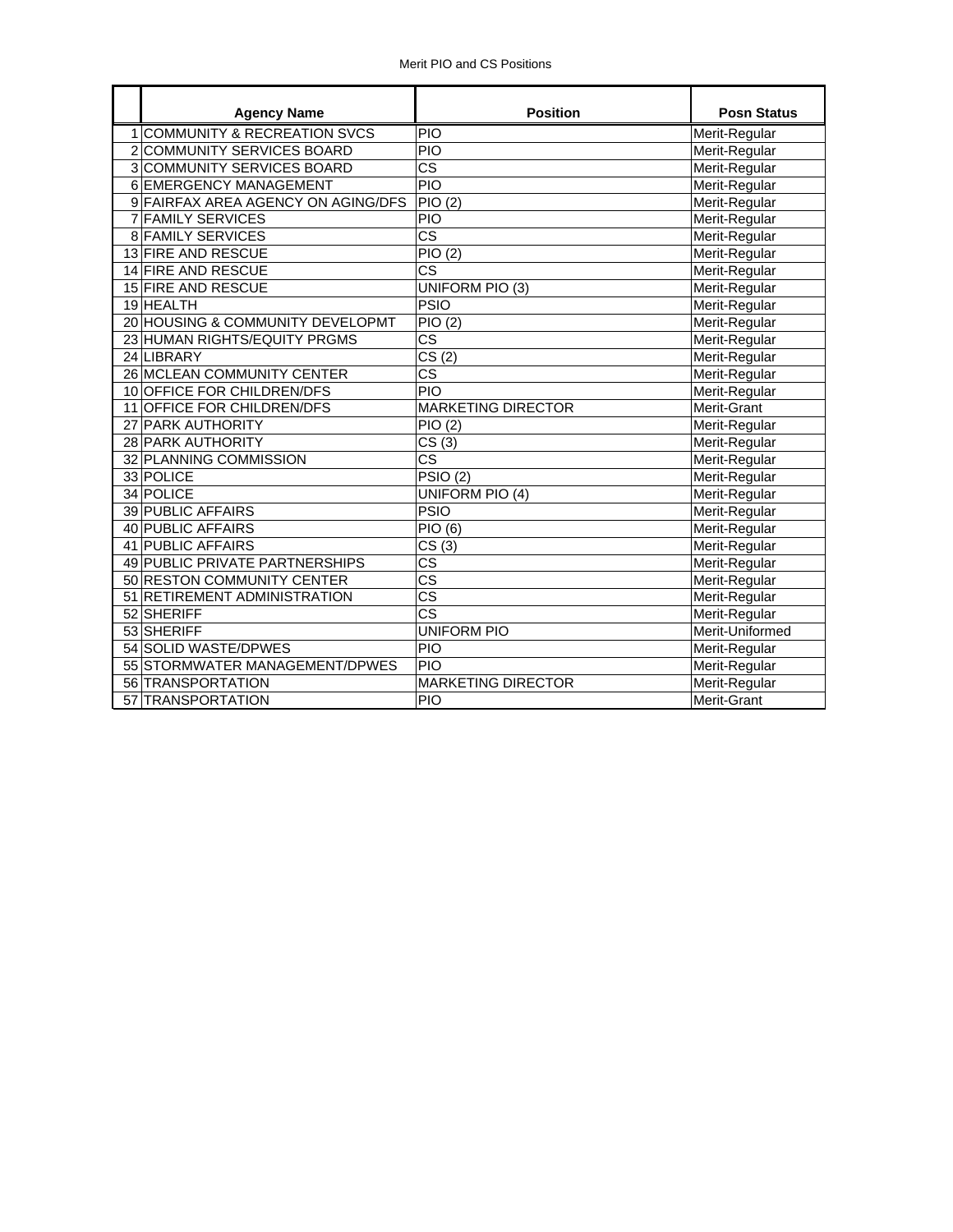Merit PIO and CS Positions

| | Agency Name | Position | Posn Status |
|---|---|---|---|
| 1 | COMMUNITY & RECREATION SVCS | PIO | Merit-Regular |
| 2 | COMMUNITY SERVICES BOARD | PIO | Merit-Regular |
| 3 | COMMUNITY SERVICES BOARD | CS | Merit-Regular |
| 6 | EMERGENCY MANAGEMENT | PIO | Merit-Regular |
| 9 | FAIRFAX AREA AGENCY ON AGING/DFS | PIO (2) | Merit-Regular |
| 7 | FAMILY SERVICES | PIO | Merit-Regular |
| 8 | FAMILY SERVICES | CS | Merit-Regular |
| 13 | FIRE AND RESCUE | PIO (2) | Merit-Regular |
| 14 | FIRE AND RESCUE | CS | Merit-Regular |
| 15 | FIRE AND RESCUE | UNIFORM PIO (3) | Merit-Regular |
| 19 | HEALTH | PSIO | Merit-Regular |
| 20 | HOUSING & COMMUNITY DEVELOPMT | PIO (2) | Merit-Regular |
| 23 | HUMAN RIGHTS/EQUITY PRGMS | CS | Merit-Regular |
| 24 | LIBRARY | CS (2) | Merit-Regular |
| 26 | MCLEAN COMMUNITY CENTER | CS | Merit-Regular |
| 10 | OFFICE FOR CHILDREN/DFS | PIO | Merit-Regular |
| 11 | OFFICE FOR CHILDREN/DFS | MARKETING DIRECTOR | Merit-Grant |
| 27 | PARK AUTHORITY | PIO (2) | Merit-Regular |
| 28 | PARK AUTHORITY | CS (3) | Merit-Regular |
| 32 | PLANNING COMMISSION | CS | Merit-Regular |
| 33 | POLICE | PSIO (2) | Merit-Regular |
| 34 | POLICE | UNIFORM PIO (4) | Merit-Regular |
| 39 | PUBLIC AFFAIRS | PSIO | Merit-Regular |
| 40 | PUBLIC AFFAIRS | PIO (6) | Merit-Regular |
| 41 | PUBLIC AFFAIRS | CS (3) | Merit-Regular |
| 49 | PUBLIC PRIVATE PARTNERSHIPS | CS | Merit-Regular |
| 50 | RESTON COMMUNITY CENTER | CS | Merit-Regular |
| 51 | RETIREMENT ADMINISTRATION | CS | Merit-Regular |
| 52 | SHERIFF | CS | Merit-Regular |
| 53 | SHERIFF | UNIFORM PIO | Merit-Uniformed |
| 54 | SOLID WASTE/DPWES | PIO | Merit-Regular |
| 55 | STORMWATER MANAGEMENT/DPWES | PIO | Merit-Regular |
| 56 | TRANSPORTATION | MARKETING DIRECTOR | Merit-Regular |
| 57 | TRANSPORTATION | PIO | Merit-Grant |